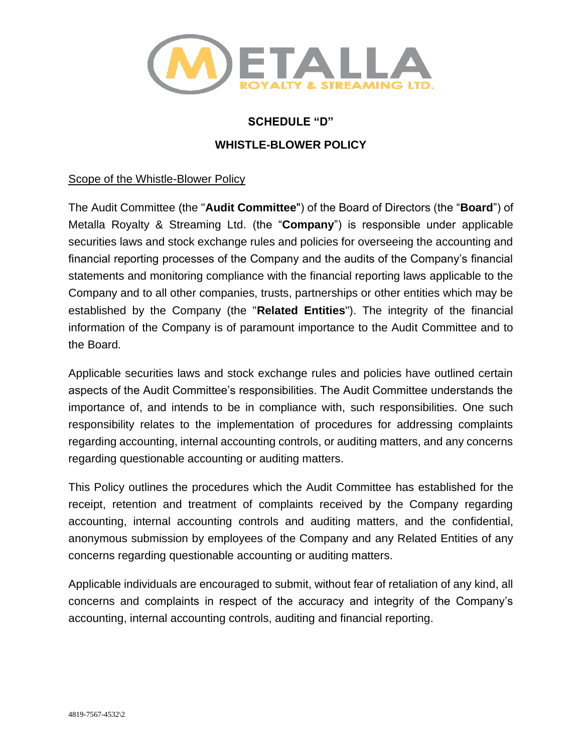# SCHEDULE "D"

# WHISTLE-BLOWER POLICY

## Scope of the Whistle-Blower Policy

The Audit Committee (the "**Audit Committee**") of the Board of Directors (the "**Board**") of Metalla Royalty & Streaming Ltd. (the "**Company**") is responsible under applicable securities laws and stock exchange rules and policies for overseeing the accounting and financial reporting processes of the Company and the audits of the Company's financial statements and monitoring compliance with the financial reporting laws applicable to the Company and to all other companies, trusts, partnerships or other entities which may be established by the Company (the "**Related Entities**"). The integrity of the financial information of the Company is of paramount importance to the Audit Committee and to the Board.

Applicable securities laws and stock exchange rules and policies have outlined certain aspects of the Audit Committee's responsibilities. The Audit Committee understands the importance of, and intends to be in compliance with, such responsibilities. One such responsibility relates to the implementation of procedures for addressing complaints regarding accounting, internal accounting controls, or auditing matters, and any concerns regarding questionable accounting or auditing matters.

This Policy outlines the procedures which the Audit Committee has established for the receipt, retention and treatment of complaints received by the Company regarding accounting, internal accounting controls and auditing matters, and the confidential, anonymous submission by employees of the Company and any Related Entities of any concerns regarding questionable accounting or auditing matters.

Applicable individuals are encouraged to submit, without fear of retaliation of any kind, all concerns and complaints in respect of the accuracy and integrity of the Company's accounting, internal accounting controls, auditing and financial reporting.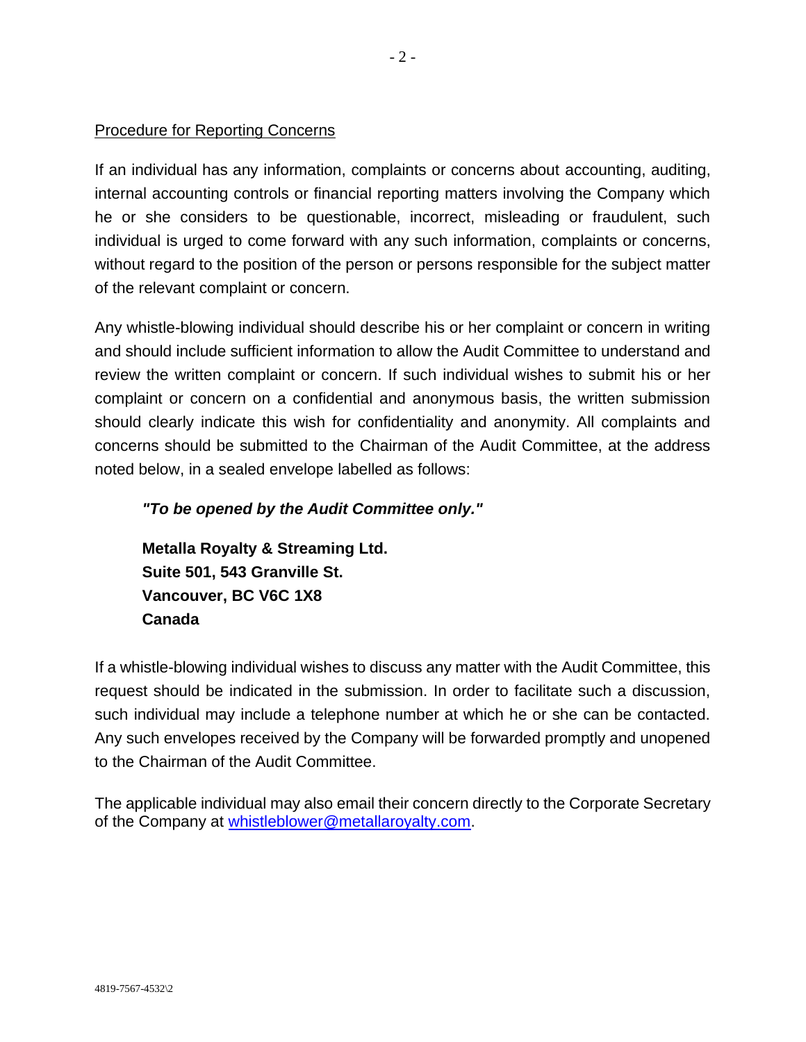<u>Procedure for Reporting Concerns</u>

If an individual has any information, complaints or concerns about accounting, auditing, internal accounting controls or financial reporting matters involving the Company which he or she considers to be questionable, incorrect, misleading or fraudulent, such individual is urged to come forward with any such information, complaints or concerns, without regard to the position of the person or persons responsible for the subject matter of the relevant complaint or concern.

Any whistle-blowing individual should describe his or her complaint or concern in writing and should include sufficient information to allow the Audit Committee to understand and review the written complaint or concern. If such individual wishes to submit his or her complaint or concern on a confidential and anonymous basis, the written submission should clearly indicate this wish for confidentiality and anonymity. All complaints and concerns should be submitted to the Chairman of the Audit Committee, at the address noted below, in a sealed envelope labelled as follows:

> ***"To be opened by the Audit Committee only."***
>
> **Metalla Royalty & Streaming Ltd.**
> **Suite 501, 543 Granville St.**
> **Vancouver, BC V6C 1X8**
> **Canada**

If a whistle-blowing individual wishes to discuss any matter with the Audit Committee, this request should be indicated in the submission. In order to facilitate such a discussion, such individual may include a telephone number at which he or she can be contacted. Any such envelopes received by the Company will be forwarded promptly and unopened to the Chairman of the Audit Committee.

The applicable individual may also email their concern directly to the Corporate Secretary of the Company at whistleblower@metallaroyalty.com.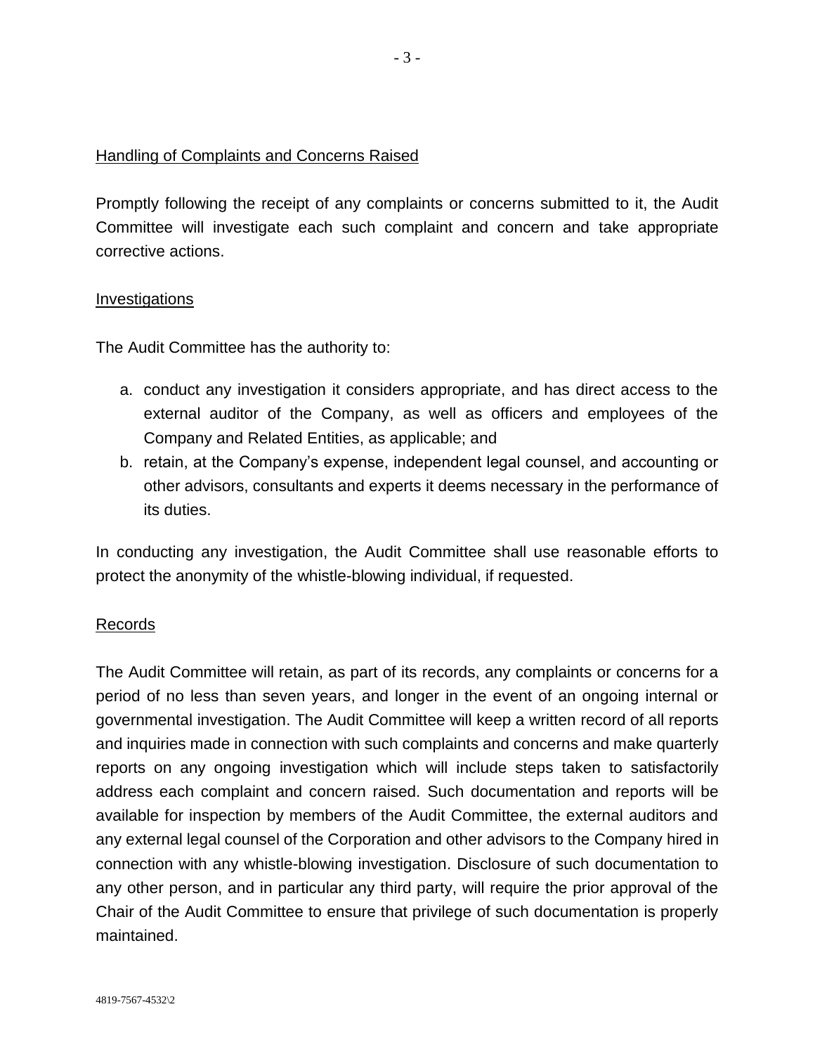## Handling of Complaints and Concerns Raised

Promptly following the receipt of any complaints or concerns submitted to it, the Audit Committee will investigate each such complaint and concern and take appropriate corrective actions.

## Investigations

The Audit Committee has the authority to:

a. conduct any investigation it considers appropriate, and has direct access to the external auditor of the Company, as well as officers and employees of the Company and Related Entities, as applicable; and
b. retain, at the Company's expense, independent legal counsel, and accounting or other advisors, consultants and experts it deems necessary in the performance of its duties.

In conducting any investigation, the Audit Committee shall use reasonable efforts to protect the anonymity of the whistle-blowing individual, if requested.

## Records

The Audit Committee will retain, as part of its records, any complaints or concerns for a period of no less than seven years, and longer in the event of an ongoing internal or governmental investigation. The Audit Committee will keep a written record of all reports and inquiries made in connection with such complaints and concerns and make quarterly reports on any ongoing investigation which will include steps taken to satisfactorily address each complaint and concern raised. Such documentation and reports will be available for inspection by members of the Audit Committee, the external auditors and any external legal counsel of the Corporation and other advisors to the Company hired in connection with any whistle-blowing investigation. Disclosure of such documentation to any other person, and in particular any third party, will require the prior approval of the Chair of the Audit Committee to ensure that privilege of such documentation is properly maintained.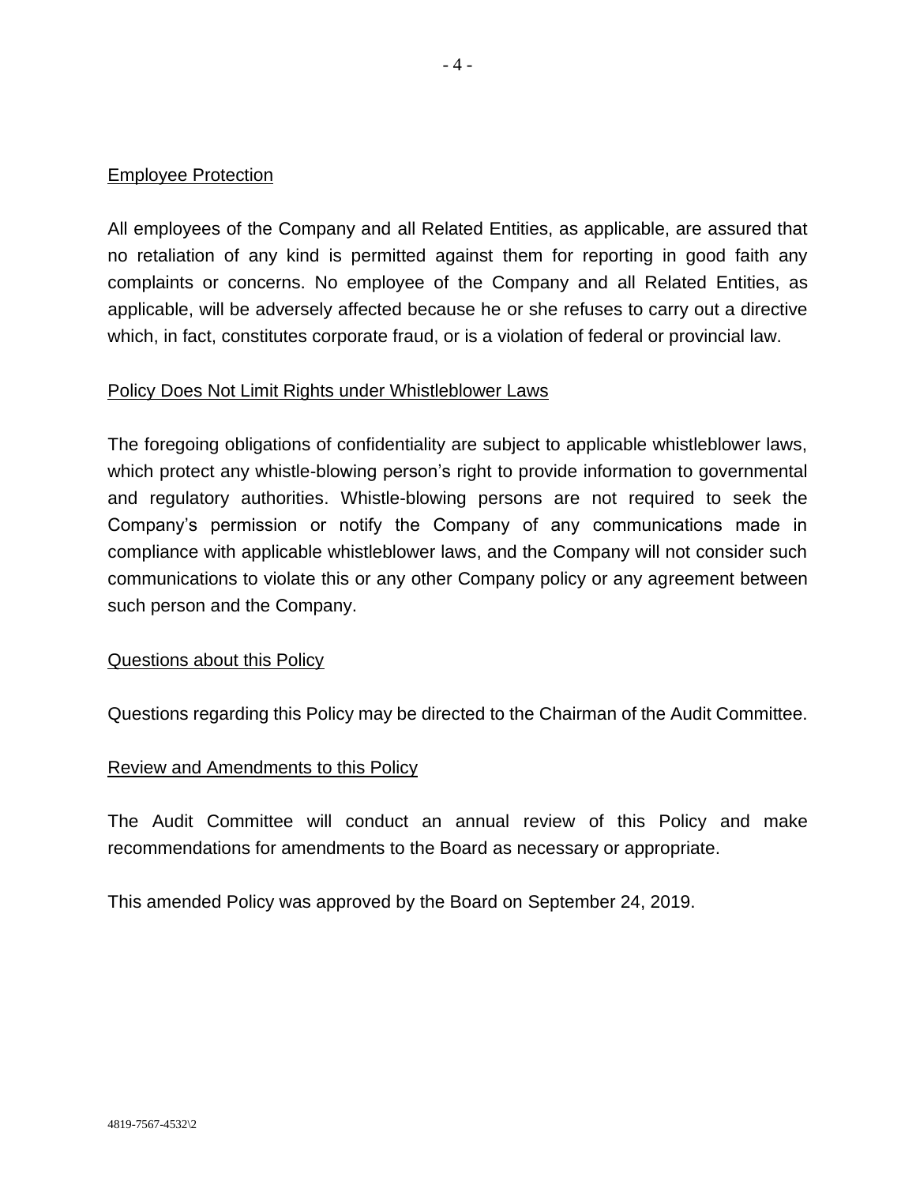## Employee Protection

All employees of the Company and all Related Entities, as applicable, are assured that no retaliation of any kind is permitted against them for reporting in good faith any complaints or concerns. No employee of the Company and all Related Entities, as applicable, will be adversely affected because he or she refuses to carry out a directive which, in fact, constitutes corporate fraud, or is a violation of federal or provincial law.

## Policy Does Not Limit Rights under Whistleblower Laws

The foregoing obligations of confidentiality are subject to applicable whistleblower laws, which protect any whistle-blowing person's right to provide information to governmental and regulatory authorities. Whistle-blowing persons are not required to seek the Company's permission or notify the Company of any communications made in compliance with applicable whistleblower laws, and the Company will not consider such communications to violate this or any other Company policy or any agreement between such person and the Company.

## Questions about this Policy

Questions regarding this Policy may be directed to the Chairman of the Audit Committee.

## Review and Amendments to this Policy

The Audit Committee will conduct an annual review of this Policy and make recommendations for amendments to the Board as necessary or appropriate.

This amended Policy was approved by the Board on September 24, 2019.